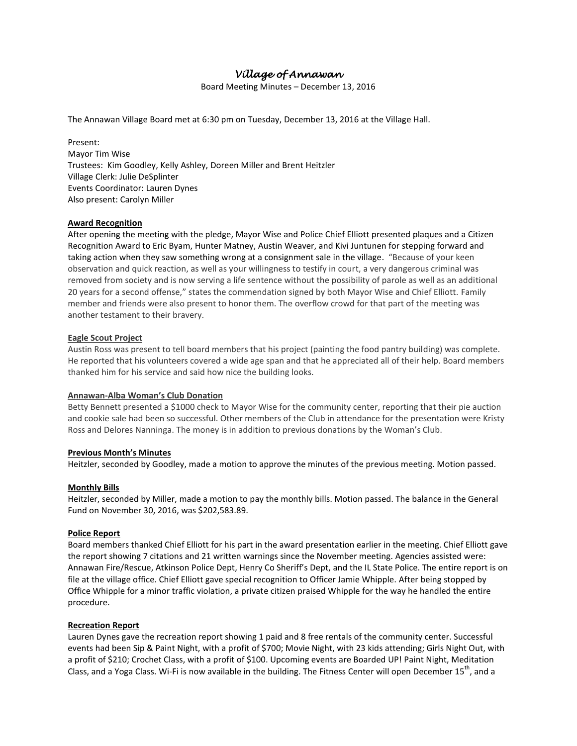# *Village of Annawan*

Board Meeting Minutes – December 13, 2016

The Annawan Village Board met at 6:30 pm on Tuesday, December 13, 2016 at the Village Hall.

Present:
Mayor Tim Wise
Trustees: Kim Goodley, Kelly Ashley, Doreen Miller and Brent Heitzler
Village Clerk: Julie DeSplinter
Events Coordinator: Lauren Dynes
Also present: Carolyn Miller

**Award Recognition**

After opening the meeting with the pledge, Mayor Wise and Police Chief Elliott presented plaques and a Citizen Recognition Award to Eric Byam, Hunter Matney, Austin Weaver, and Kivi Juntunen for stepping forward and taking action when they saw something wrong at a consignment sale in the village. "Because of your keen observation and quick reaction, as well as your willingness to testify in court, a very dangerous criminal was removed from society and is now serving a life sentence without the possibility of parole as well as an additional 20 years for a second offense," states the commendation signed by both Mayor Wise and Chief Elliott. Family member and friends were also present to honor them. The overflow crowd for that part of the meeting was another testament to their bravery.

**Eagle Scout Project**

Austin Ross was present to tell board members that his project (painting the food pantry building) was complete. He reported that his volunteers covered a wide age span and that he appreciated all of their help. Board members thanked him for his service and said how nice the building looks.

**Annawan-Alba Woman's Club Donation**

Betty Bennett presented a $1000 check to Mayor Wise for the community center, reporting that their pie auction and cookie sale had been so successful. Other members of the Club in attendance for the presentation were Kristy Ross and Delores Nanninga. The money is in addition to previous donations by the Woman's Club.

**Previous Month's Minutes**

Heitzler, seconded by Goodley, made a motion to approve the minutes of the previous meeting. Motion passed.

**Monthly Bills**

Heitzler, seconded by Miller, made a motion to pay the monthly bills. Motion passed. The balance in the General Fund on November 30, 2016, was $202,583.89.

**Police Report**

Board members thanked Chief Elliott for his part in the award presentation earlier in the meeting. Chief Elliott gave the report showing 7 citations and 21 written warnings since the November meeting. Agencies assisted were: Annawan Fire/Rescue, Atkinson Police Dept, Henry Co Sheriff's Dept, and the IL State Police. The entire report is on file at the village office. Chief Elliott gave special recognition to Officer Jamie Whipple. After being stopped by Office Whipple for a minor traffic violation, a private citizen praised Whipple for the way he handled the entire procedure.

**Recreation Report**

Lauren Dynes gave the recreation report showing 1 paid and 8 free rentals of the community center. Successful events had been Sip & Paint Night, with a profit of $700; Movie Night, with 23 kids attending; Girls Night Out, with a profit of $210; Crochet Class, with a profit of $100. Upcoming events are Boarded UP! Paint Night, Meditation Class, and a Yoga Class. Wi-Fi is now available in the building. The Fitness Center will open December 15th, and a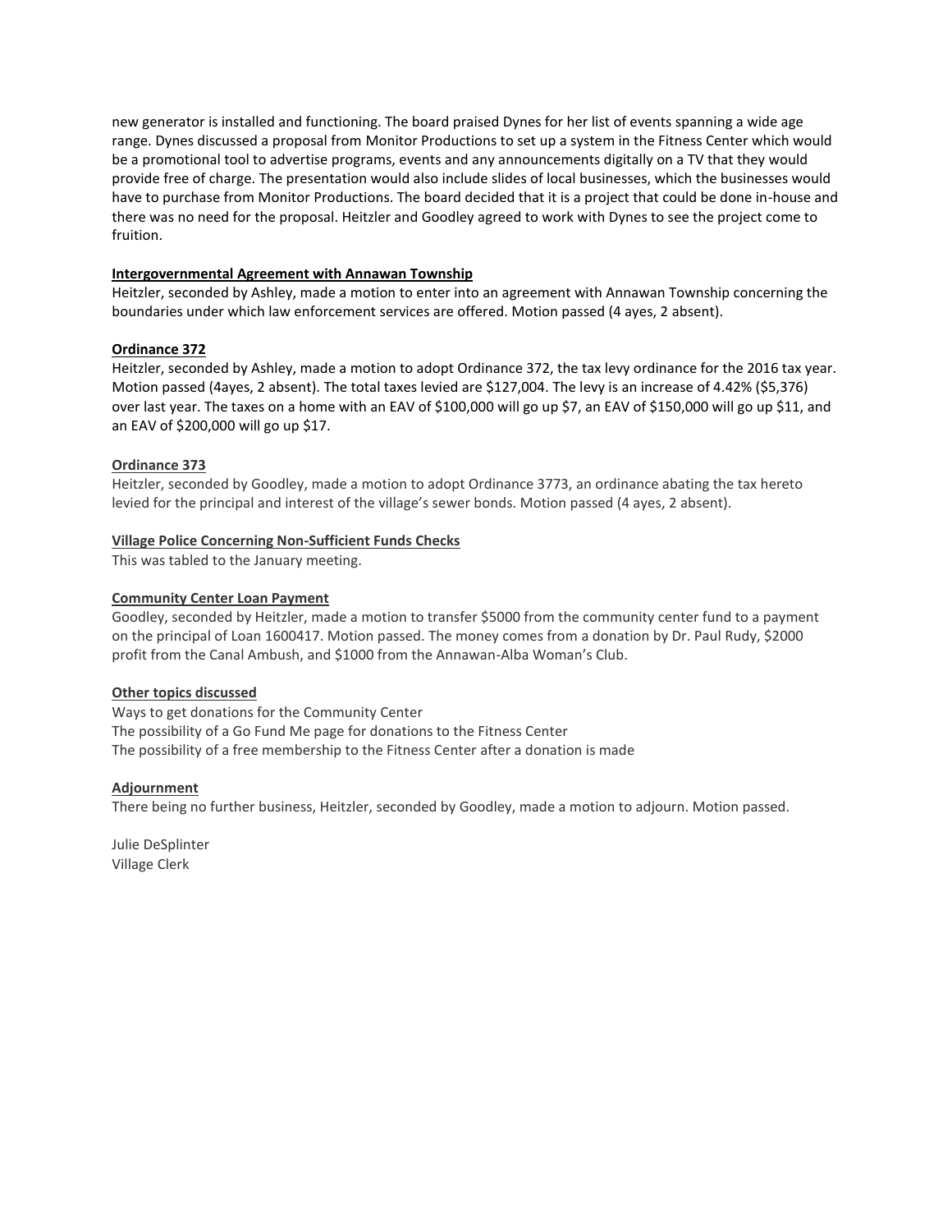new generator is installed and functioning. The board praised Dynes for her list of events spanning a wide age range. Dynes discussed a proposal from Monitor Productions to set up a system in the Fitness Center which would be a promotional tool to advertise programs, events and any announcements digitally on a TV that they would provide free of charge. The presentation would also include slides of local businesses, which the businesses would have to purchase from Monitor Productions. The board decided that it is a project that could be done in-house and there was no need for the proposal. Heitzler and Goodley agreed to work with Dynes to see the project come to fruition.

**Intergovernmental Agreement with Annawan Township**

Heitzler, seconded by Ashley, made a motion to enter into an agreement with Annawan Township concerning the boundaries under which law enforcement services are offered. Motion passed (4 ayes, 2 absent).

**Ordinance 372**

Heitzler, seconded by Ashley, made a motion to adopt Ordinance 372, the tax levy ordinance for the 2016 tax year. Motion passed (4ayes, 2 absent). The total taxes levied are $127,004. The levy is an increase of 4.42% ($5,376) over last year. The taxes on a home with an EAV of $100,000 will go up $7, an EAV of $150,000 will go up $11, and an EAV of $200,000 will go up $17.

**Ordinance 373**

Heitzler, seconded by Goodley, made a motion to adopt Ordinance 3773, an ordinance abating the tax hereto levied for the principal and interest of the village's sewer bonds. Motion passed (4 ayes, 2 absent).

**Village Police Concerning Non-Sufficient Funds Checks**

This was tabled to the January meeting.

**Community Center Loan Payment**

Goodley, seconded by Heitzler, made a motion to transfer $5000 from the community center fund to a payment on the principal of Loan 1600417. Motion passed. The money comes from a donation by Dr. Paul Rudy, $2000 profit from the Canal Ambush, and $1000 from the Annawan-Alba Woman's Club.

**Other topics discussed**

Ways to get donations for the Community Center
The possibility of a Go Fund Me page for donations to the Fitness Center
The possibility of a free membership to the Fitness Center after a donation is made

**Adjournment**

There being no further business, Heitzler, seconded by Goodley, made a motion to adjourn. Motion passed.

Julie DeSplinter
Village Clerk